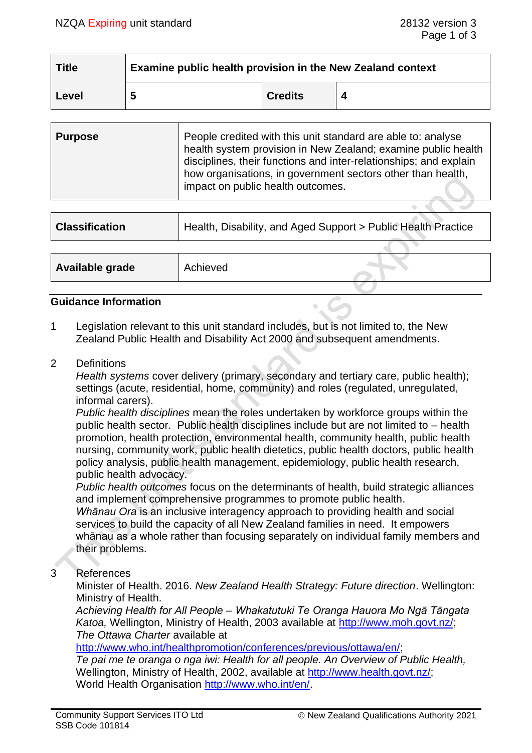| Title | Examine public health provision in the New Zealand context | | |
|---|---|---|---|
| Level | 5 | Credits | 4 |

| Purpose | People credited with this unit standard are able to: analyse health system provision in New Zealand; examine public health disciplines, their functions and inter-relationships; and explain how organisations, in government sectors other than health, impact on public health outcomes. |
|---|---|

| Classification | Health, Disability, and Aged Support > Public Health Practice |
|---|---|

| Available grade | Achieved |
|---|---|

## Guidance Information

1 Legislation relevant to this unit standard includes, but is not limited to, the New Zealand Public Health and Disability Act 2000 and subsequent amendments.

2 Definitions

*Health systems* cover delivery (primary, secondary and tertiary care, public health); settings (acute, residential, home, community) and roles (regulated, unregulated, informal carers).

*Public health disciplines* mean the roles undertaken by workforce groups within the public health sector. Public health disciplines include but are not limited to – health promotion, health protection, environmental health, community health, public health nursing, community work, public health dietetics, public health doctors, public health policy analysis, public health management, epidemiology, public health research, public health advocacy.

*Public health outcomes* focus on the determinants of health, build strategic alliances and implement comprehensive programmes to promote public health.

*Whānau Ora* is an inclusive interagency approach to providing health and social services to build the capacity of all New Zealand families in need. It empowers whānau as a whole rather than focusing separately on individual family members and their problems.

3 References

Minister of Health. 2016. *New Zealand Health Strategy: Future direction*. Wellington: Ministry of Health.

*Achieving Health for All People – Whakatutuki Te Oranga Hauora Mo Ngā Tāngata Katoa,* Wellington, Ministry of Health, 2003 available at http://www.moh.govt.nz/;

*The Ottawa Charter* available at http://www.who.int/healthpromotion/conferences/previous/ottawa/en/;

*Te pai me te oranga o nga iwi: Health for all people. An Overview of Public Health,* Wellington, Ministry of Health, 2002, available at http://www.health.govt.nz/;

World Health Organisation http://www.who.int/en/.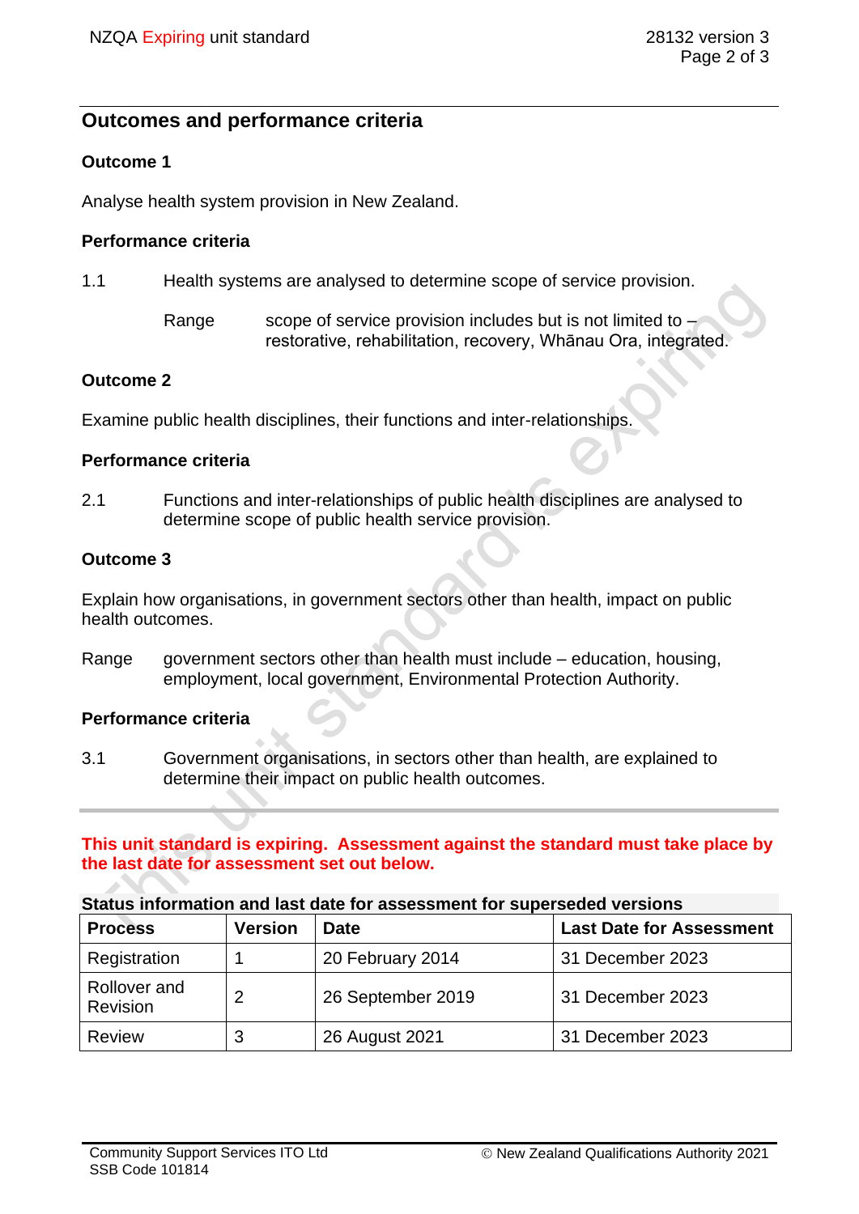## Outcomes and performance criteria

### Outcome 1

Analyse health system provision in New Zealand.

#### Performance criteria

1.1 Health systems are analysed to determine scope of service provision.

Range scope of service provision includes but is not limited to – restorative, rehabilitation, recovery, Whānau Ora, integrated.

### Outcome 2

Examine public health disciplines, their functions and inter-relationships.

#### Performance criteria

2.1 Functions and inter-relationships of public health disciplines are analysed to determine scope of public health service provision.

### Outcome 3

Explain how organisations, in government sectors other than health, impact on public health outcomes.

Range government sectors other than health must include – education, housing, employment, local government, Environmental Protection Authority.

#### Performance criteria

3.1 Government organisations, in sectors other than health, are explained to determine their impact on public health outcomes.

**This unit standard is expiring. Assessment against the standard must take place by the last date for assessment set out below.**

**Status information and last date for assessment for superseded versions**

| Process | Version | Date | Last Date for Assessment |
|---|---|---|---|
| Registration | 1 | 20 February 2014 | 31 December 2023 |
| Rollover and Revision | 2 | 26 September 2019 | 31 December 2023 |
| Review | 3 | 26 August 2021 | 31 December 2023 |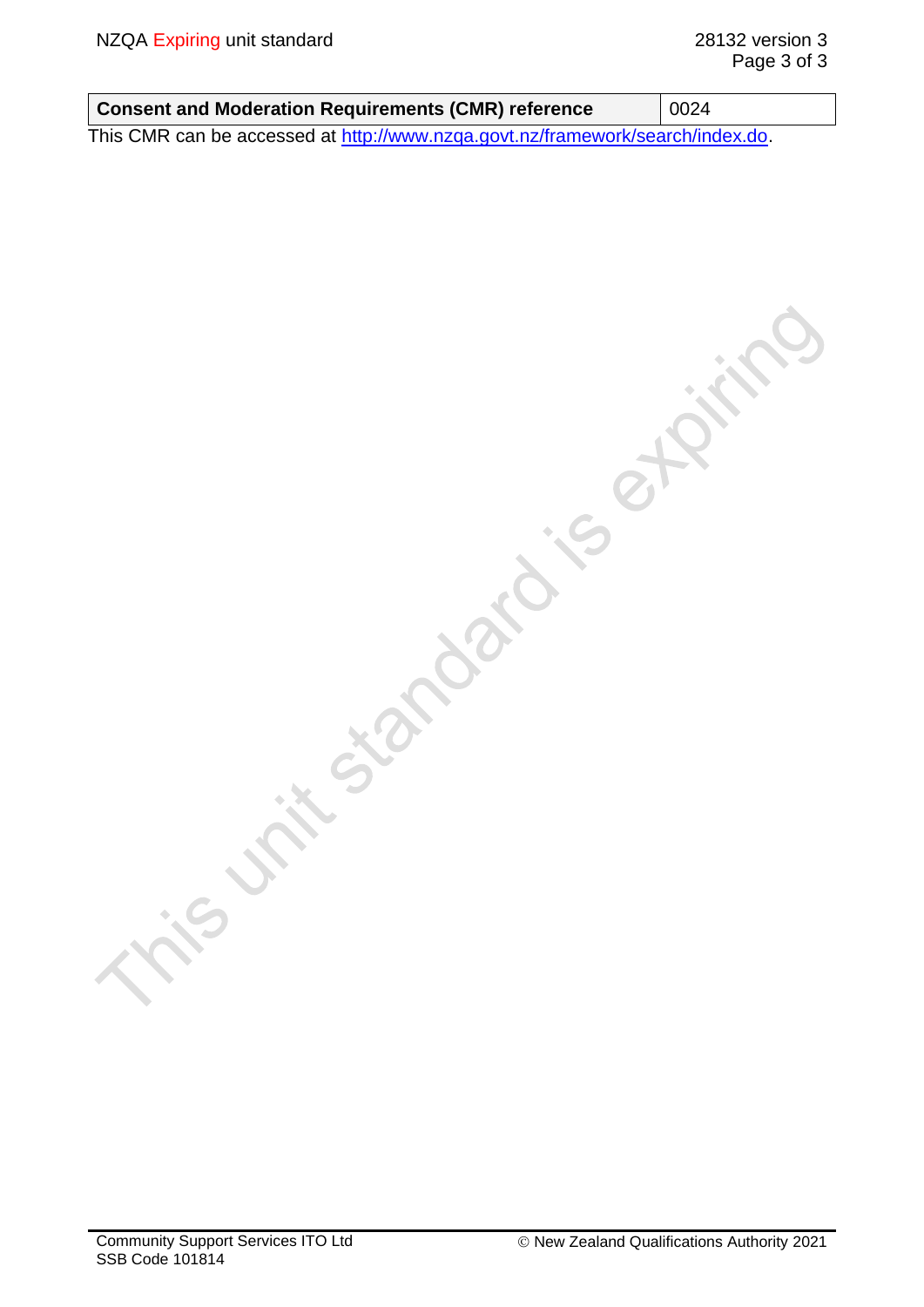| Consent and Moderation Requirements (CMR) reference | 0024 |
| --- | --- |

This CMR can be accessed at http://www.nzqa.govt.nz/framework/search/index.do.